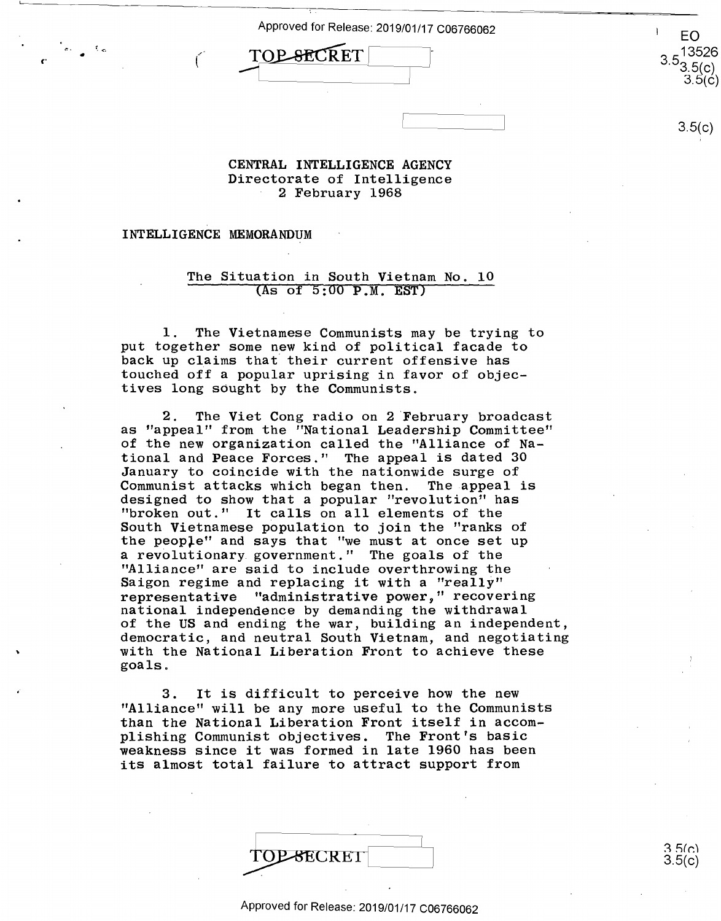TOP SECRET

CENTRAL INTELLIGENCE AGENCY
Directorate of Intelligence
2 February 1968

INTELLIGENCE MEMORANDUM

The Situation in South Vietnam No. 10
(As of 5:00 P.M. EST)

1. The Vietnamese Communists may be trying to put together some new kind of political facade to back up claims that their current offensive has touched off a popular uprising in favor of objectives long sought by the Communists.

2. The Viet Cong radio on 2 February broadcast as "appeal" from the "National Leadership Committee" of the new organization called the "Alliance of National and Peace Forces." The appeal is dated 30 January to coincide with the nationwide surge of Communist attacks which began then. The appeal is designed to show that a popular "revolution" has "broken out." It calls on all elements of the South Vietnamese population to join the "ranks of the people" and says that "we must at once set up a revolutionary government." The goals of the "Alliance" are said to include overthrowing the Saigon regime and replacing it with a "really" representative "administrative power," recovering national independence by demanding the withdrawal of the US and ending the war, building an independent, democratic, and neutral South Vietnam, and negotiating with the National Liberation Front to achieve these goals.

3. It is difficult to perceive how the new "Alliance" will be any more useful to the Communists than the National Liberation Front itself in accomplishing Communist objectives. The Front's basic weakness since it was formed in late 1960 has been its almost total failure to attract support from

TOP SECRET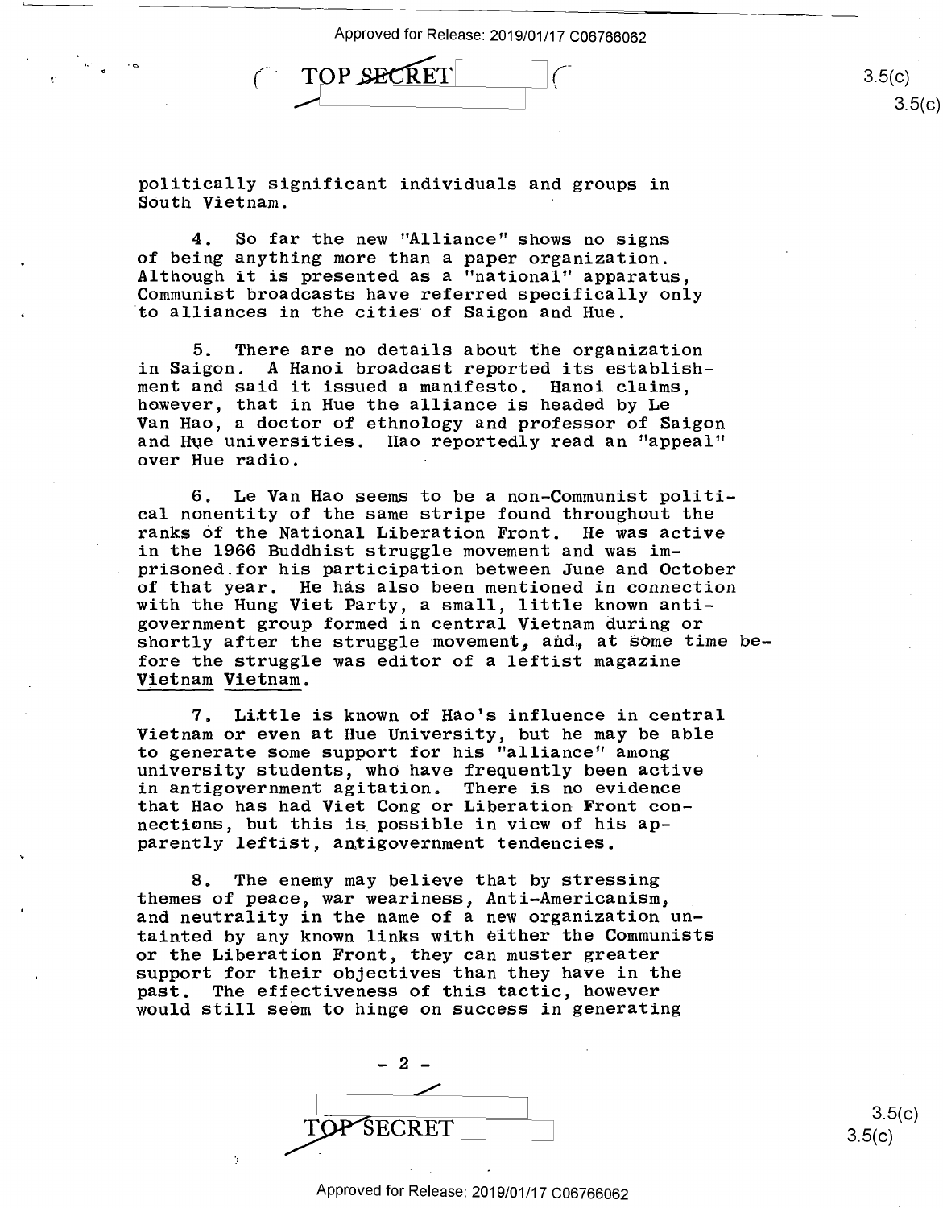politically significant individuals and groups in South Vietnam.

4. So far the new "Alliance" shows no signs of being anything more than a paper organization. Although it is presented as a "national" apparatus, Communist broadcasts have referred specifically only to alliances in the cities of Saigon and Hue.

5. There are no details about the organization in Saigon. A Hanoi broadcast reported its establishment and said it issued a manifesto. Hanoi claims, however, that in Hue the alliance is headed by Le Van Hao, a doctor of ethnology and professor of Saigon and Hue universities. Hao reportedly read an "appeal" over Hue radio.

6. Le Van Hao seems to be a non-Communist political nonentity of the same stripe found throughout the ranks of the National Liberation Front. He was active in the 1966 Buddhist struggle movement and was imprisoned for his participation between June and October of that year. He has also been mentioned in connection with the Hung Viet Party, a small, little known antigovernment group formed in central Vietnam during or shortly after the struggle movement, and, at some time before the struggle was editor of a leftist magazine Vietnam Vietnam.

7. Little is known of Hao's influence in central Vietnam or even at Hue University, but he may be able to generate some support for his "alliance" among university students, who have frequently been active in antigovernment agitation. There is no evidence that Hao has had Viet Cong or Liberation Front connections, but this is possible in view of his apparently leftist, antigovernment tendencies.

8. The enemy may believe that by stressing themes of peace, war weariness, Anti-Americanism, and neutrality in the name of a new organization untainted by any known links with either the Communists or the Liberation Front, they can muster greater support for their objectives than they have in the past. The effectiveness of this tactic, however would still seem to hinge on success in generating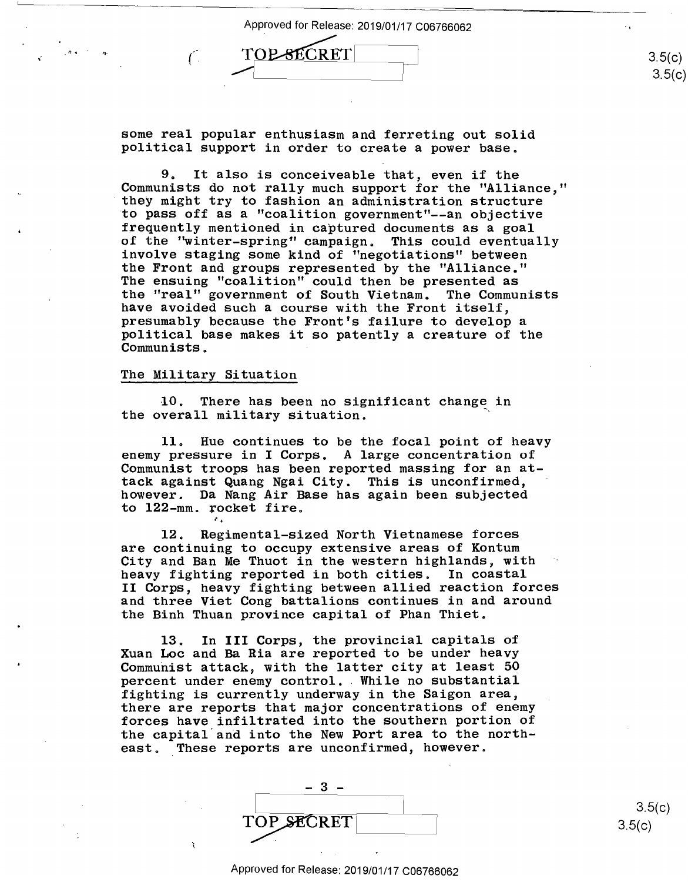some real popular enthusiasm and ferreting out solid political support in order to create a power base.

9. It also is conceiveable that, even if the Communists do not rally much support for the "Alliance," they might try to fashion an administration structure to pass off as a "coalition government"--an objective frequently mentioned in captured documents as a goal of the "winter-spring" campaign. This could eventually involve staging some kind of "negotiations" between the Front and groups represented by the "Alliance." The ensuing "coalition" could then be presented as the "real" government of South Vietnam. The Communists have avoided such a course with the Front itself, presumably because the Front's failure to develop a political base makes it so patently a creature of the Communists.

## The Military Situation

10. There has been no significant change in the overall military situation.

11. Hue continues to be the focal point of heavy enemy pressure in I Corps. A large concentration of Communist troops has been reported massing for an attack against Quang Ngai City. This is unconfirmed, however. Da Nang Air Base has again been subjected to 122-mm. rocket fire.

12. Regimental-sized North Vietnamese forces are continuing to occupy extensive areas of Kontum City and Ban Me Thuot in the western highlands, with heavy fighting reported in both cities. In coastal II Corps, heavy fighting between allied reaction forces and three Viet Cong battalions continues in and around the Binh Thuan province capital of Phan Thiet.

13. In III Corps, the provincial capitals of Xuan Loc and Ba Ria are reported to be under heavy Communist attack, with the latter city at least 50 percent under enemy control. While no substantial fighting is currently underway in the Saigon area, there are reports that major concentrations of enemy forces have infiltrated into the southern portion of the capital and into the New Port area to the northeast. These reports are unconfirmed, however.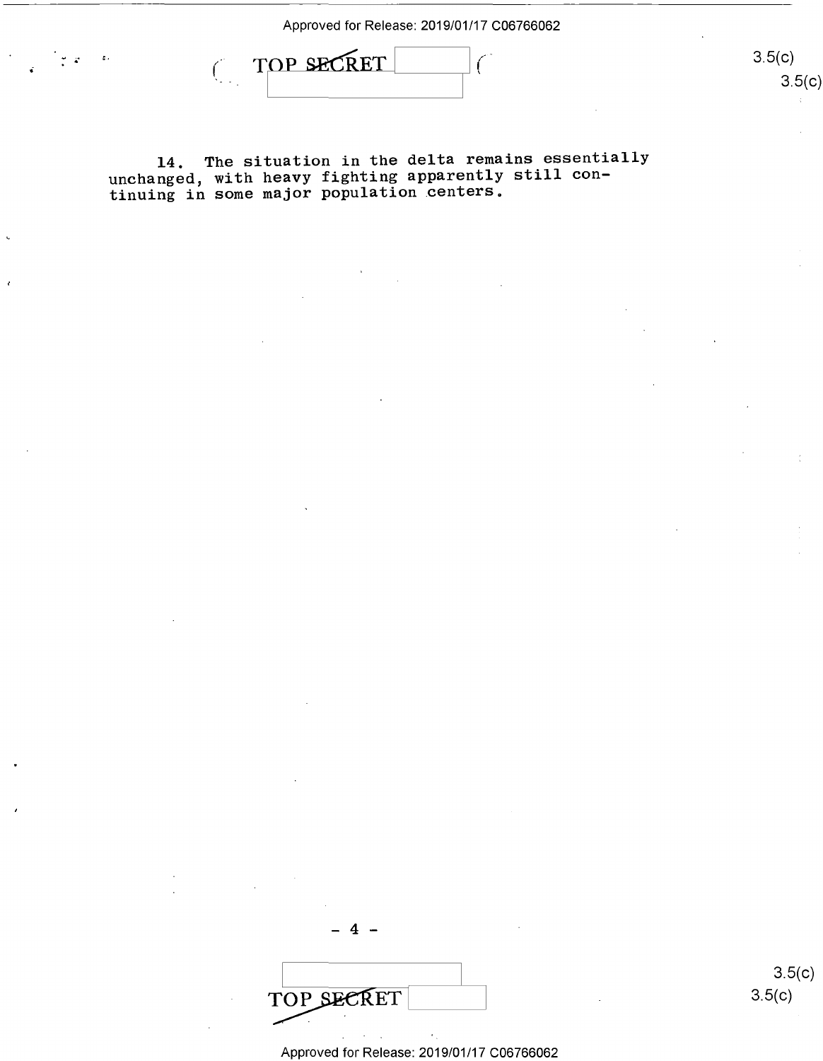14. The situation in the delta remains essentially unchanged, with heavy fighting apparently still continuing in some major population centers.